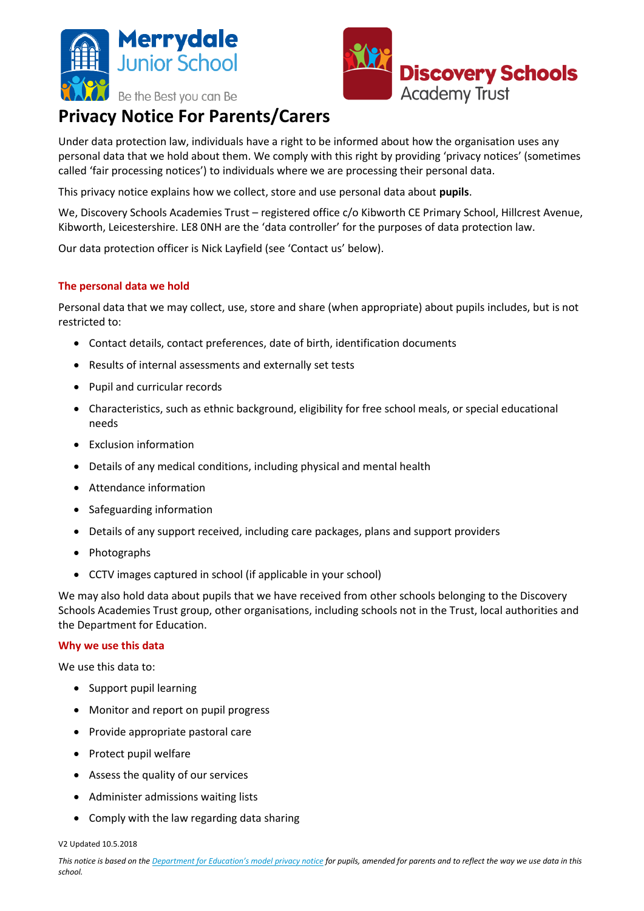Merrydale Junior School

Be the Best you can Be

Discovery Schools Academy Trust

# Privacy Notice For Parents/Carers

Under data protection law, individuals have a right to be informed about how the organisation uses any personal data that we hold about them. We comply with this right by providing 'privacy notices' (sometimes called 'fair processing notices') to individuals where we are processing their personal data.

This privacy notice explains how we collect, store and use personal data about **pupils**.

We, Discovery Schools Academies Trust – registered office c/o Kibworth CE Primary School, Hillcrest Avenue, Kibworth, Leicestershire. LE8 0NH are the 'data controller' for the purposes of data protection law.

Our data protection officer is Nick Layfield (see 'Contact us' below).

## The personal data we hold

Personal data that we may collect, use, store and share (when appropriate) about pupils includes, but is not restricted to:

- Contact details, contact preferences, date of birth, identification documents
- Results of internal assessments and externally set tests
- Pupil and curricular records
- Characteristics, such as ethnic background, eligibility for free school meals, or special educational needs
- Exclusion information
- Details of any medical conditions, including physical and mental health
- Attendance information
- Safeguarding information
- Details of any support received, including care packages, plans and support providers
- Photographs
- CCTV images captured in school (if applicable in your school)

We may also hold data about pupils that we have received from other schools belonging to the Discovery Schools Academies Trust group, other organisations, including schools not in the Trust, local authorities and the Department for Education.

## Why we use this data

We use this data to:

- Support pupil learning
- Monitor and report on pupil progress
- Provide appropriate pastoral care
- Protect pupil welfare
- Assess the quality of our services
- Administer admissions waiting lists
- Comply with the law regarding data sharing

V2 Updated 10.5.2018

*This notice is based on the [Department for Education's model privacy notice] for pupils, amended for parents and to reflect the way we use data in this school.*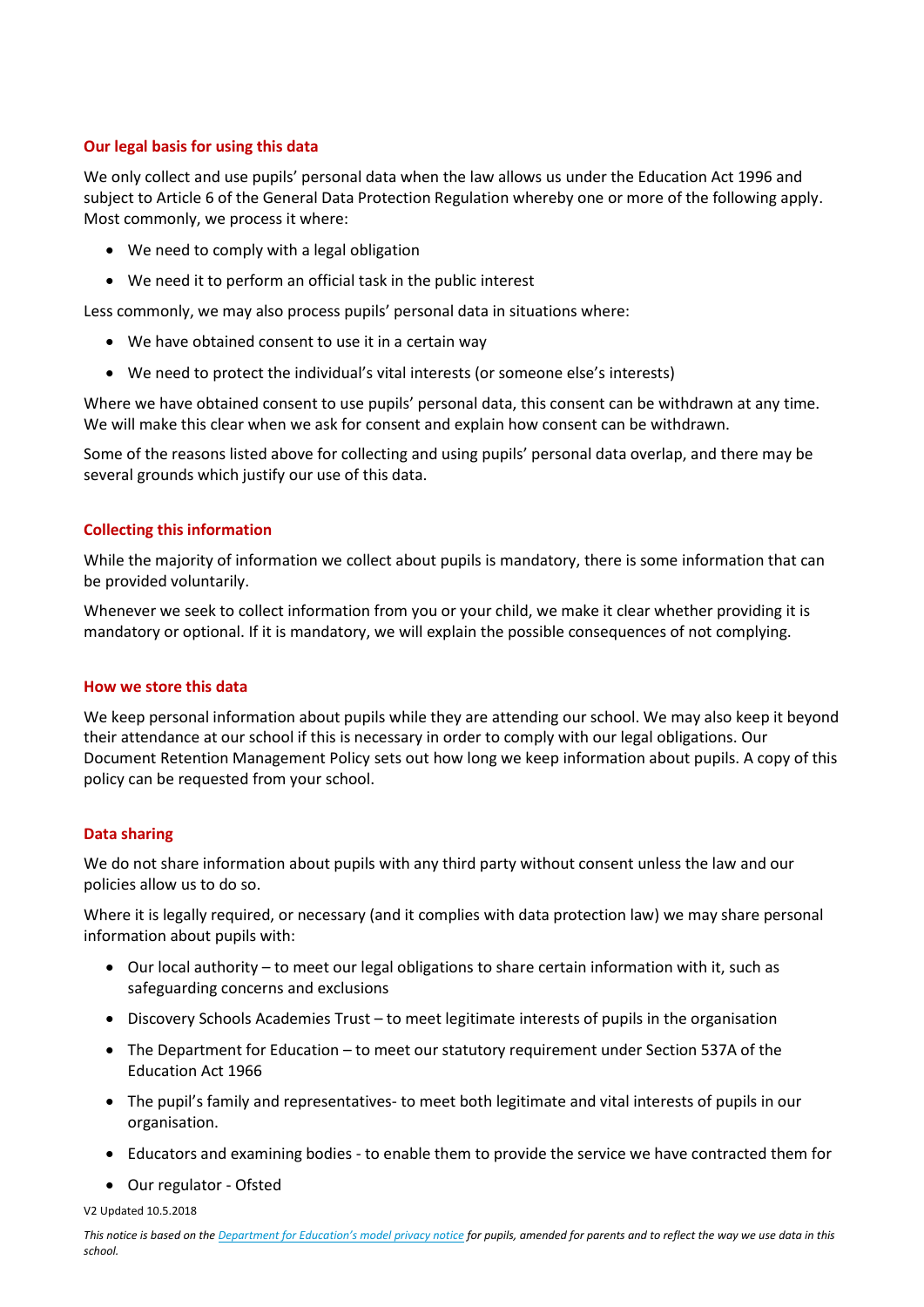### Our legal basis for using this data

We only collect and use pupils' personal data when the law allows us under the Education Act 1996 and subject to Article 6 of the General Data Protection Regulation whereby one or more of the following apply. Most commonly, we process it where:

- We need to comply with a legal obligation
- We need it to perform an official task in the public interest

Less commonly, we may also process pupils' personal data in situations where:

- We have obtained consent to use it in a certain way
- We need to protect the individual's vital interests (or someone else's interests)

Where we have obtained consent to use pupils' personal data, this consent can be withdrawn at any time. We will make this clear when we ask for consent and explain how consent can be withdrawn.

Some of the reasons listed above for collecting and using pupils' personal data overlap, and there may be several grounds which justify our use of this data.

### Collecting this information

While the majority of information we collect about pupils is mandatory, there is some information that can be provided voluntarily.

Whenever we seek to collect information from you or your child, we make it clear whether providing it is mandatory or optional. If it is mandatory, we will explain the possible consequences of not complying.

### How we store this data

We keep personal information about pupils while they are attending our school. We may also keep it beyond their attendance at our school if this is necessary in order to comply with our legal obligations. Our Document Retention Management Policy sets out how long we keep information about pupils. A copy of this policy can be requested from your school.

### Data sharing

We do not share information about pupils with any third party without consent unless the law and our policies allow us to do so.

Where it is legally required, or necessary (and it complies with data protection law) we may share personal information about pupils with:

- Our local authority – to meet our legal obligations to share certain information with it, such as safeguarding concerns and exclusions
- Discovery Schools Academies Trust – to meet legitimate interests of pupils in the organisation
- The Department for Education – to meet our statutory requirement under Section 537A of the Education Act 1966
- The pupil's family and representatives- to meet both legitimate and vital interests of pupils in our organisation.
- Educators and examining bodies - to enable them to provide the service we have contracted them for
- Our regulator - Ofsted

V2 Updated 10.5.2018

*This notice is based on the [Department for Education's model privacy notice]() for pupils, amended for parents and to reflect the way we use data in this school.*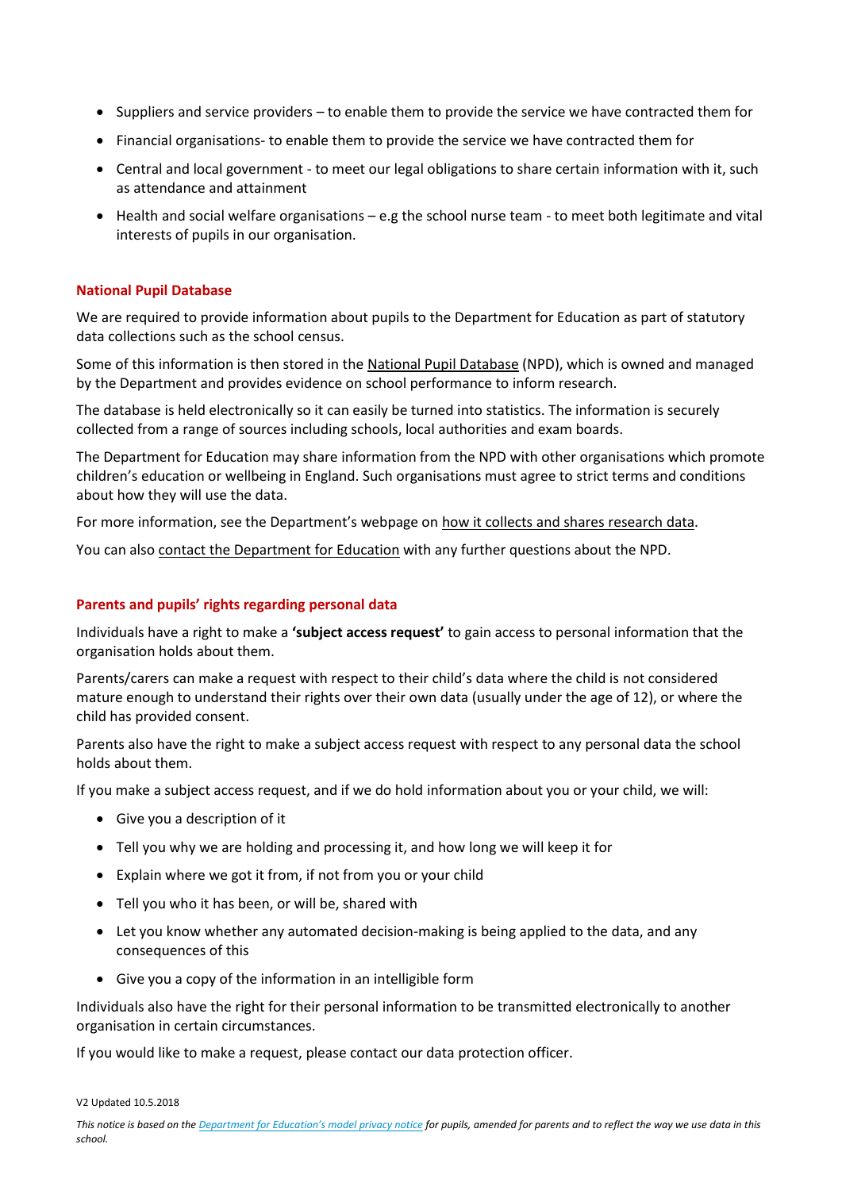- Suppliers and service providers – to enable them to provide the service we have contracted them for
- Financial organisations- to enable them to provide the service we have contracted them for
- Central and local government - to meet our legal obligations to share certain information with it, such as attendance and attainment
- Health and social welfare organisations – e.g the school nurse team - to meet both legitimate and vital interests of pupils in our organisation.

## National Pupil Database

We are required to provide information about pupils to the Department for Education as part of statutory data collections such as the school census.

Some of this information is then stored in the National Pupil Database (NPD), which is owned and managed by the Department and provides evidence on school performance to inform research.

The database is held electronically so it can easily be turned into statistics. The information is securely collected from a range of sources including schools, local authorities and exam boards.

The Department for Education may share information from the NPD with other organisations which promote children's education or wellbeing in England. Such organisations must agree to strict terms and conditions about how they will use the data.

For more information, see the Department's webpage on how it collects and shares research data.

You can also contact the Department for Education with any further questions about the NPD.

## Parents and pupils' rights regarding personal data

Individuals have a right to make a **'subject access request'** to gain access to personal information that the organisation holds about them.

Parents/carers can make a request with respect to their child's data where the child is not considered mature enough to understand their rights over their own data (usually under the age of 12), or where the child has provided consent.

Parents also have the right to make a subject access request with respect to any personal data the school holds about them.

If you make a subject access request, and if we do hold information about you or your child, we will:

- Give you a description of it
- Tell you why we are holding and processing it, and how long we will keep it for
- Explain where we got it from, if not from you or your child
- Tell you who it has been, or will be, shared with
- Let you know whether any automated decision-making is being applied to the data, and any consequences of this
- Give you a copy of the information in an intelligible form

Individuals also have the right for their personal information to be transmitted electronically to another organisation in certain circumstances.

If you would like to make a request, please contact our data protection officer.

V2 Updated 10.5.2018

*This notice is based on the Department for Education's model privacy notice for pupils, amended for parents and to reflect the way we use data in this school.*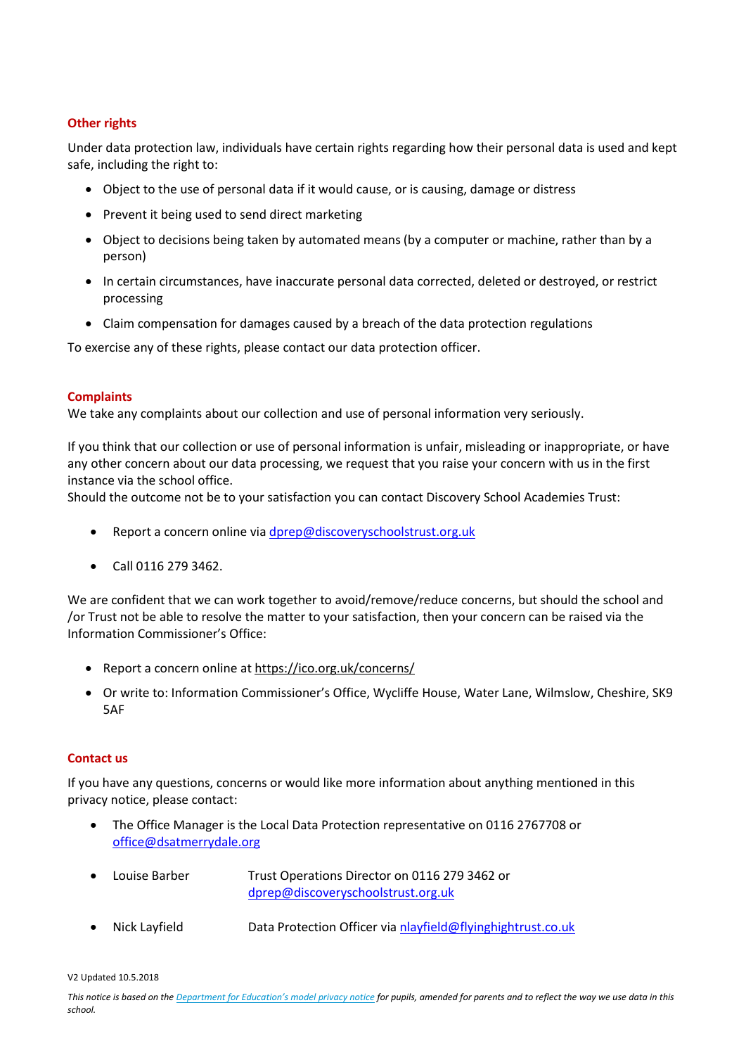## Other rights

Under data protection law, individuals have certain rights regarding how their personal data is used and kept safe, including the right to:

- Object to the use of personal data if it would cause, or is causing, damage or distress
- Prevent it being used to send direct marketing
- Object to decisions being taken by automated means (by a computer or machine, rather than by a person)
- In certain circumstances, have inaccurate personal data corrected, deleted or destroyed, or restrict processing
- Claim compensation for damages caused by a breach of the data protection regulations

To exercise any of these rights, please contact our data protection officer.

## Complaints

We take any complaints about our collection and use of personal information very seriously.

If you think that our collection or use of personal information is unfair, misleading or inappropriate, or have any other concern about our data processing, we request that you raise your concern with us in the first instance via the school office.
Should the outcome not be to your satisfaction you can contact Discovery School Academies Trust:

- Report a concern online via dprep@discoveryschoolstrust.org.uk
- Call 0116 279 3462.

We are confident that we can work together to avoid/remove/reduce concerns, but should the school and /or Trust not be able to resolve the matter to your satisfaction, then your concern can be raised via the Information Commissioner's Office:

- Report a concern online at https://ico.org.uk/concerns/
- Or write to: Information Commissioner's Office, Wycliffe House, Water Lane, Wilmslow, Cheshire, SK9 5AF

## Contact us

If you have any questions, concerns or would like more information about anything mentioned in this privacy notice, please contact:

- The Office Manager is the Local Data Protection representative on 0116 2767708 or office@dsatmerrydale.org
- Louise Barber    Trust Operations Director on 0116 279 3462 or dprep@discoveryschoolstrust.org.uk
- Nick Layfield    Data Protection Officer via nlayfield@flyinghightrust.co.uk

V2 Updated 10.5.2018

*This notice is based on the Department for Education's model privacy notice for pupils, amended for parents and to reflect the way we use data in this school.*